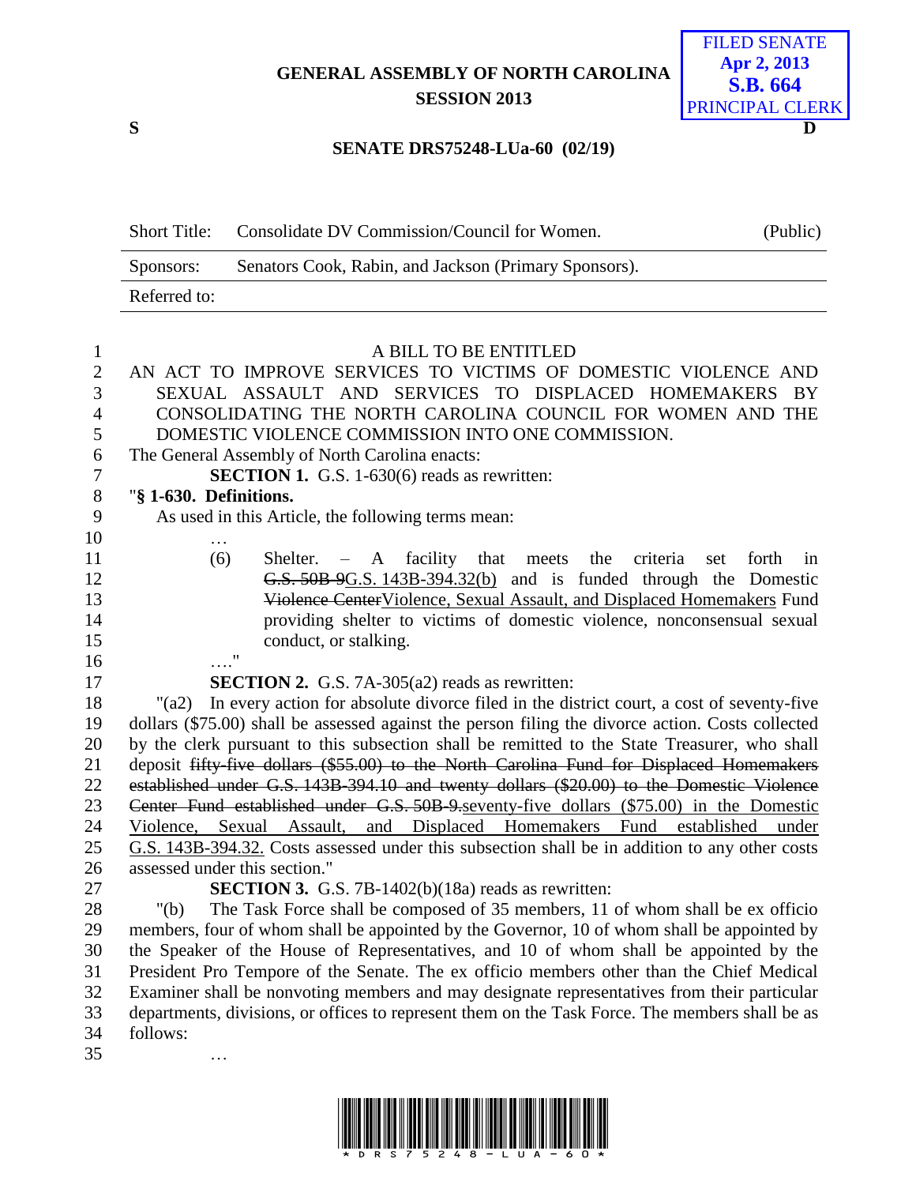GENERAL ASSEMBLY OF NORTH CAROLINA
SESSION 2013

FILED SENATE
Apr 2, 2013
S.B. 664
PRINCIPAL CLERK

S D

SENATE DRS75248-LUa-60 (02/19)

| Short Title: | Consolidate DV Commission/Council for Women. | (Public) |
|---|---|---|
| Sponsors: | Senators Cook, Rabin, and Jackson (Primary Sponsors). | |
| Referred to: | | |

A BILL TO BE ENTITLED

AN ACT TO IMPROVE SERVICES TO VICTIMS OF DOMESTIC VIOLENCE AND SEXUAL ASSAULT AND SERVICES TO DISPLACED HOMEMAKERS BY CONSOLIDATING THE NORTH CAROLINA COUNCIL FOR WOMEN AND THE DOMESTIC VIOLENCE COMMISSION INTO ONE COMMISSION.

The General Assembly of North Carolina enacts:

**SECTION 1.** G.S. 1-630(6) reads as rewritten:

"**§ 1-630. Definitions.**

As used in this Article, the following terms mean:

…

(6) Shelter. – A facility that meets the criteria set forth in ~~G.S. 50B-9~~G.S. 143B-394.32(b) and is funded through the Domestic ~~Violence Center~~Violence, Sexual Assault, and Displaced Homemakers Fund providing shelter to victims of domestic violence, nonconsensual sexual conduct, or stalking.

…."

**SECTION 2.** G.S. 7A-305(a2) reads as rewritten:

"(a2) In every action for absolute divorce filed in the district court, a cost of seventy-five dollars ($75.00) shall be assessed against the person filing the divorce action. Costs collected by the clerk pursuant to this subsection shall be remitted to the State Treasurer, who shall deposit ~~fifty-five dollars ($55.00) to the North Carolina Fund for Displaced Homemakers established under G.S. 143B-394.10 and twenty dollars ($20.00) to the Domestic Violence Center Fund established under G.S. 50B-9.~~seventy-five dollars ($75.00) in the Domestic Violence, Sexual Assault, and Displaced Homemakers Fund established under G.S. 143B-394.32. Costs assessed under this subsection shall be in addition to any other costs assessed under this section."

**SECTION 3.** G.S. 7B-1402(b)(18a) reads as rewritten:

"(b) The Task Force shall be composed of 35 members, 11 of whom shall be ex officio members, four of whom shall be appointed by the Governor, 10 of whom shall be appointed by the Speaker of the House of Representatives, and 10 of whom shall be appointed by the President Pro Tempore of the Senate. The ex officio members other than the Chief Medical Examiner shall be nonvoting members and may designate representatives from their particular departments, divisions, or offices to represent them on the Task Force. The members shall be as follows:

…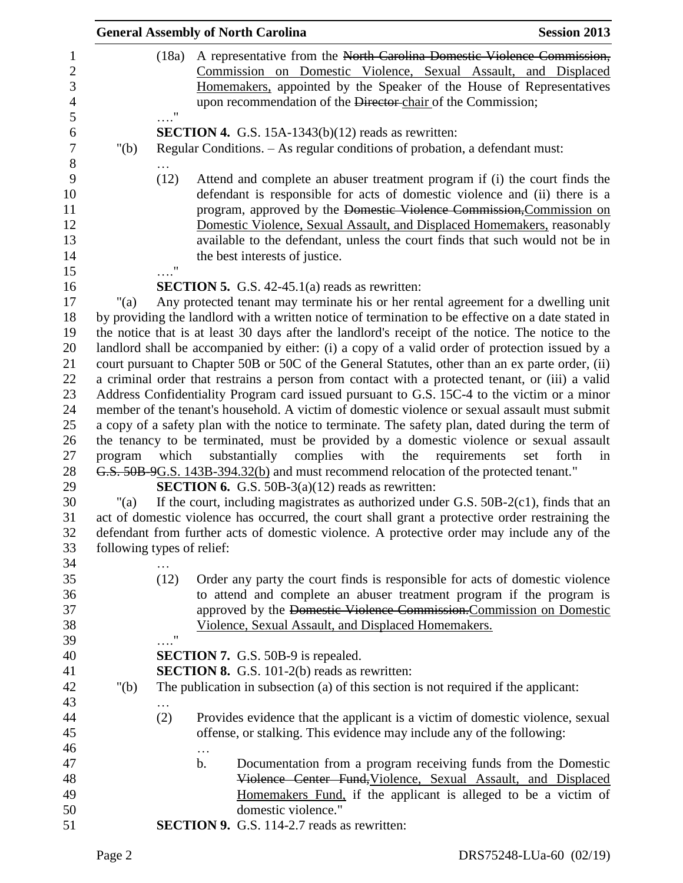(18a) A representative from the ~~North Carolina Domestic Violence Commission,~~ Commission on Domestic Violence, Sexual Assault, and Displaced Homemakers, appointed by the Speaker of the House of Representatives upon recommendation of the ~~Director~~ chair of the Commission;

…."

**SECTION 4.** G.S. 15A-1343(b)(12) reads as rewritten:

"(b) Regular Conditions. – As regular conditions of probation, a defendant must:

…

(12) Attend and complete an abuser treatment program if (i) the court finds the defendant is responsible for acts of domestic violence and (ii) there is a program, approved by the ~~Domestic Violence Commission,~~Commission on Domestic Violence, Sexual Assault, and Displaced Homemakers, reasonably available to the defendant, unless the court finds that such would not be in the best interests of justice.

…."

**SECTION 5.** G.S. 42-45.1(a) reads as rewritten:

"(a) Any protected tenant may terminate his or her rental agreement for a dwelling unit by providing the landlord with a written notice of termination to be effective on a date stated in the notice that is at least 30 days after the landlord's receipt of the notice. The notice to the landlord shall be accompanied by either: (i) a copy of a valid order of protection issued by a court pursuant to Chapter 50B or 50C of the General Statutes, other than an ex parte order, (ii) a criminal order that restrains a person from contact with a protected tenant, or (iii) a valid Address Confidentiality Program card issued pursuant to G.S. 15C-4 to the victim or a minor member of the tenant's household. A victim of domestic violence or sexual assault must submit a copy of a safety plan with the notice to terminate. The safety plan, dated during the term of the tenancy to be terminated, must be provided by a domestic violence or sexual assault program which substantially complies with the requirements set forth in ~~G.S. 50B-9~~G.S. 143B-394.32(b) and must recommend relocation of the protected tenant."

**SECTION 6.** G.S. 50B-3(a)(12) reads as rewritten:

"(a) If the court, including magistrates as authorized under G.S. 50B-2(c1), finds that an act of domestic violence has occurred, the court shall grant a protective order restraining the defendant from further acts of domestic violence. A protective order may include any of the following types of relief:

…

(12) Order any party the court finds is responsible for acts of domestic violence to attend and complete an abuser treatment program if the program is approved by the ~~Domestic Violence Commission.~~Commission on Domestic Violence, Sexual Assault, and Displaced Homemakers.

…."

**SECTION 7.** G.S. 50B-9 is repealed.

**SECTION 8.** G.S. 101-2(b) reads as rewritten:

"(b) The publication in subsection (a) of this section is not required if the applicant:

…

(2) Provides evidence that the applicant is a victim of domestic violence, sexual offense, or stalking. This evidence may include any of the following:

…

b. Documentation from a program receiving funds from the Domestic ~~Violence Center Fund,~~Violence, Sexual Assault, and Displaced Homemakers Fund, if the applicant is alleged to be a victim of domestic violence."

**SECTION 9.** G.S. 114-2.7 reads as rewritten: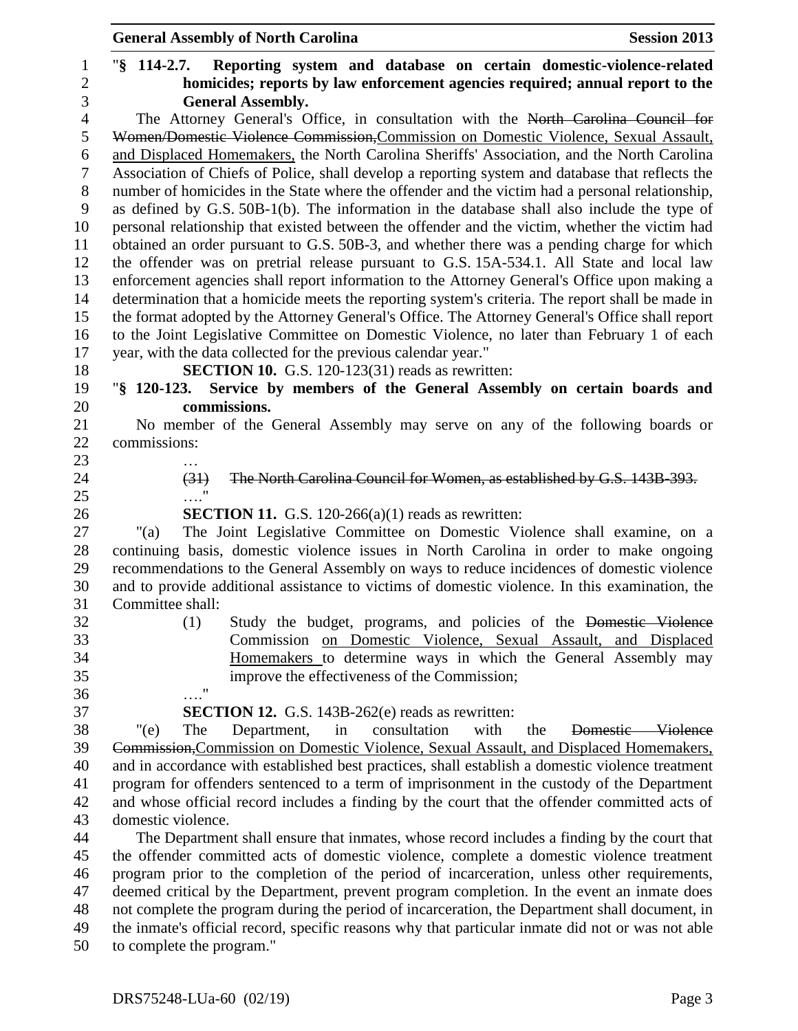"**§ 114-2.7. Reporting system and database on certain domestic-violence-related homicides; reports by law enforcement agencies required; annual report to the General Assembly.**

The Attorney General's Office, in consultation with the ~~North Carolina Council for Women/Domestic Violence Commission,~~Commission on Domestic Violence, Sexual Assault, and Displaced Homemakers, the North Carolina Sheriffs' Association, and the North Carolina Association of Chiefs of Police, shall develop a reporting system and database that reflects the number of homicides in the State where the offender and the victim had a personal relationship, as defined by G.S. 50B-1(b). The information in the database shall also include the type of personal relationship that existed between the offender and the victim, whether the victim had obtained an order pursuant to G.S. 50B-3, and whether there was a pending charge for which the offender was on pretrial release pursuant to G.S. 15A-534.1. All State and local law enforcement agencies shall report information to the Attorney General's Office upon making a determination that a homicide meets the reporting system's criteria. The report shall be made in the format adopted by the Attorney General's Office. The Attorney General's Office shall report to the Joint Legislative Committee on Domestic Violence, no later than February 1 of each year, with the data collected for the previous calendar year."

**SECTION 10.** G.S. 120-123(31) reads as rewritten:

"**§ 120-123. Service by members of the General Assembly on certain boards and commissions.**

No member of the General Assembly may serve on any of the following boards or commissions:

…

~~(31) The North Carolina Council for Women, as established by G.S. 143B-393.~~

…."

**SECTION 11.** G.S. 120-266(a)(1) reads as rewritten:

"(a) The Joint Legislative Committee on Domestic Violence shall examine, on a continuing basis, domestic violence issues in North Carolina in order to make ongoing recommendations to the General Assembly on ways to reduce incidences of domestic violence and to provide additional assistance to victims of domestic violence. In this examination, the Committee shall:

(1) Study the budget, programs, and policies of the ~~Domestic Violence~~ Commission on Domestic Violence, Sexual Assault, and Displaced Homemakers to determine ways in which the General Assembly may improve the effectiveness of the Commission;

…."

**SECTION 12.** G.S. 143B-262(e) reads as rewritten:

"(e) The Department, in consultation with the ~~Domestic Violence Commission,~~Commission on Domestic Violence, Sexual Assault, and Displaced Homemakers, and in accordance with established best practices, shall establish a domestic violence treatment program for offenders sentenced to a term of imprisonment in the custody of the Department and whose official record includes a finding by the court that the offender committed acts of domestic violence.

The Department shall ensure that inmates, whose record includes a finding by the court that the offender committed acts of domestic violence, complete a domestic violence treatment program prior to the completion of the period of incarceration, unless other requirements, deemed critical by the Department, prevent program completion. In the event an inmate does not complete the program during the period of incarceration, the Department shall document, in the inmate's official record, specific reasons why that particular inmate did not or was not able to complete the program."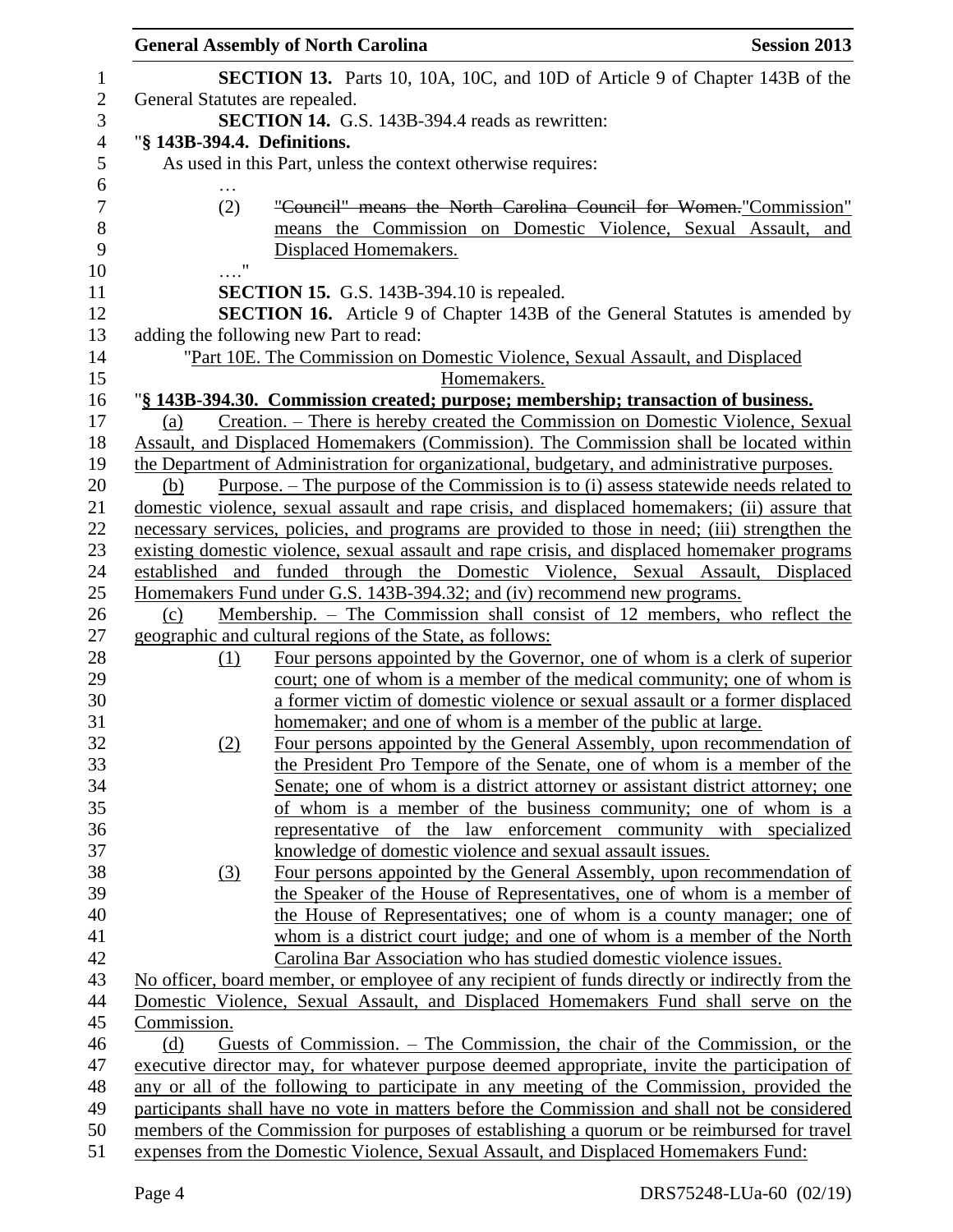**SECTION 13.** Parts 10, 10A, 10C, and 10D of Article 9 of Chapter 143B of the General Statutes are repealed.

**SECTION 14.** G.S. 143B-394.4 reads as rewritten:

"**§ 143B-394.4. Definitions.**

As used in this Part, unless the context otherwise requires:

…

(2) ~~"Council" means the North Carolina Council for Women.~~"Commission" means the Commission on Domestic Violence, Sexual Assault, and Displaced Homemakers.

…."

**SECTION 15.** G.S. 143B-394.10 is repealed.

**SECTION 16.** Article 9 of Chapter 143B of the General Statutes is amended by adding the following new Part to read:

"Part 10E. The Commission on Domestic Violence, Sexual Assault, and Displaced Homemakers.

"**§ 143B-394.30. Commission created; purpose; membership; transaction of business.**

(a) Creation. – There is hereby created the Commission on Domestic Violence, Sexual Assault, and Displaced Homemakers (Commission). The Commission shall be located within the Department of Administration for organizational, budgetary, and administrative purposes.

(b) Purpose. – The purpose of the Commission is to (i) assess statewide needs related to domestic violence, sexual assault and rape crisis, and displaced homemakers; (ii) assure that necessary services, policies, and programs are provided to those in need; (iii) strengthen the existing domestic violence, sexual assault and rape crisis, and displaced homemaker programs established and funded through the Domestic Violence, Sexual Assault, Displaced Homemakers Fund under G.S. 143B-394.32; and (iv) recommend new programs.

(c) Membership. – The Commission shall consist of 12 members, who reflect the geographic and cultural regions of the State, as follows:

(1) Four persons appointed by the Governor, one of whom is a clerk of superior court; one of whom is a member of the medical community; one of whom is a former victim of domestic violence or sexual assault or a former displaced homemaker; and one of whom is a member of the public at large.

(2) Four persons appointed by the General Assembly, upon recommendation of the President Pro Tempore of the Senate, one of whom is a member of the Senate; one of whom is a district attorney or assistant district attorney; one of whom is a member of the business community; one of whom is a representative of the law enforcement community with specialized knowledge of domestic violence and sexual assault issues.

(3) Four persons appointed by the General Assembly, upon recommendation of the Speaker of the House of Representatives, one of whom is a member of the House of Representatives; one of whom is a county manager; one of whom is a district court judge; and one of whom is a member of the North Carolina Bar Association who has studied domestic violence issues.

No officer, board member, or employee of any recipient of funds directly or indirectly from the Domestic Violence, Sexual Assault, and Displaced Homemakers Fund shall serve on the Commission.

(d) Guests of Commission. – The Commission, the chair of the Commission, or the executive director may, for whatever purpose deemed appropriate, invite the participation of any or all of the following to participate in any meeting of the Commission, provided the participants shall have no vote in matters before the Commission and shall not be considered members of the Commission for purposes of establishing a quorum or be reimbursed for travel expenses from the Domestic Violence, Sexual Assault, and Displaced Homemakers Fund: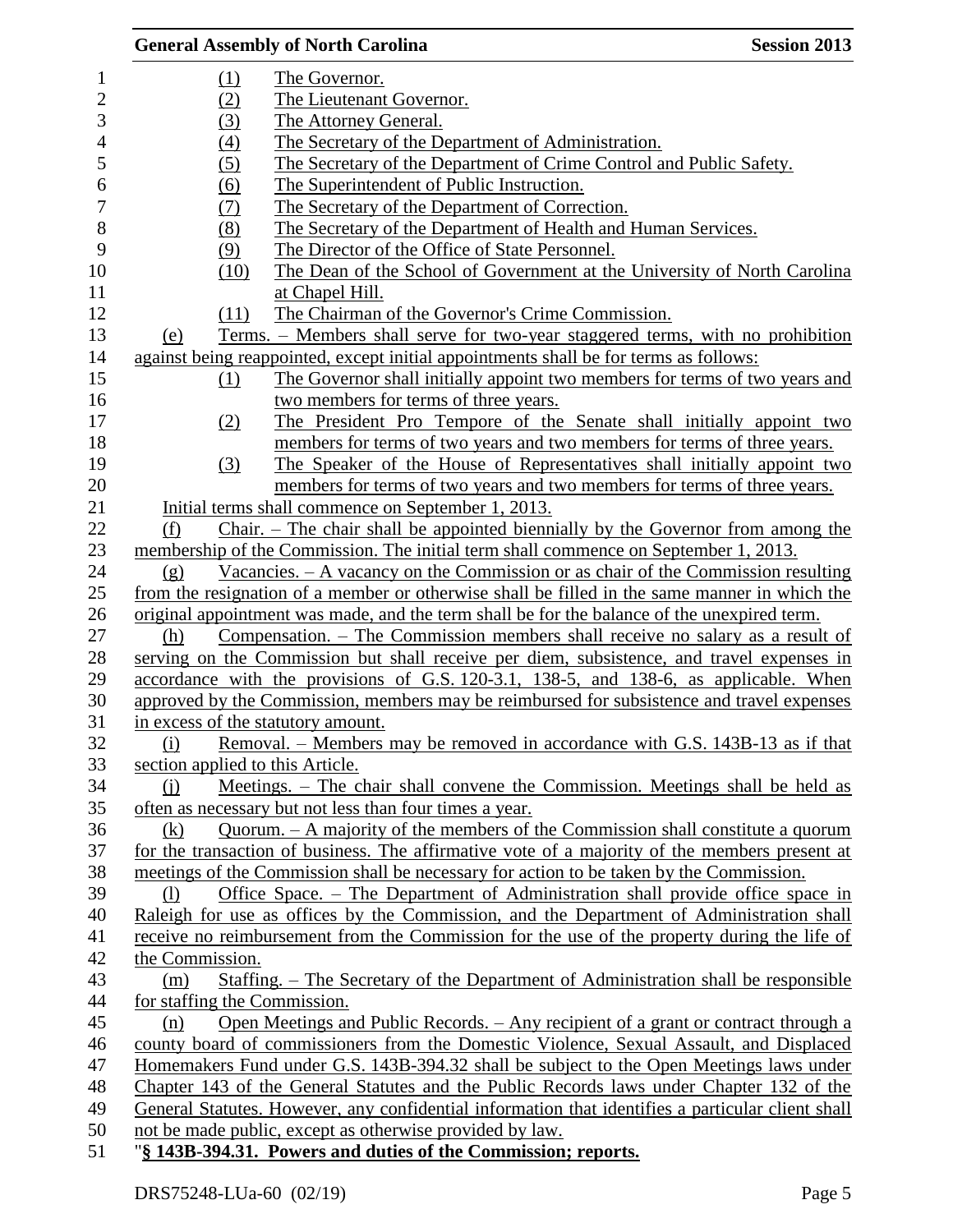(1) The Governor.
(2) The Lieutenant Governor.
(3) The Attorney General.
(4) The Secretary of the Department of Administration.
(5) The Secretary of the Department of Crime Control and Public Safety.
(6) The Superintendent of Public Instruction.
(7) The Secretary of the Department of Correction.
(8) The Secretary of the Department of Health and Human Services.
(9) The Director of the Office of State Personnel.
(10) The Dean of the School of Government at the University of North Carolina at Chapel Hill.
(11) The Chairman of the Governor's Crime Commission.

(e) Terms. – Members shall serve for two-year staggered terms, with no prohibition against being reappointed, except initial appointments shall be for terms as follows:

(1) The Governor shall initially appoint two members for terms of two years and two members for terms of three years.
(2) The President Pro Tempore of the Senate shall initially appoint two members for terms of two years and two members for terms of three years.
(3) The Speaker of the House of Representatives shall initially appoint two members for terms of two years and two members for terms of three years.

Initial terms shall commence on September 1, 2013.

(f) Chair. – The chair shall be appointed biennially by the Governor from among the membership of the Commission. The initial term shall commence on September 1, 2013.

(g) Vacancies. – A vacancy on the Commission or as chair of the Commission resulting from the resignation of a member or otherwise shall be filled in the same manner in which the original appointment was made, and the term shall be for the balance of the unexpired term.

(h) Compensation. – The Commission members shall receive no salary as a result of serving on the Commission but shall receive per diem, subsistence, and travel expenses in accordance with the provisions of G.S. 120-3.1, 138-5, and 138-6, as applicable. When approved by the Commission, members may be reimbursed for subsistence and travel expenses in excess of the statutory amount.

(i) Removal. – Members may be removed in accordance with G.S. 143B-13 as if that section applied to this Article.

(j) Meetings. – The chair shall convene the Commission. Meetings shall be held as often as necessary but not less than four times a year.

(k) Quorum. – A majority of the members of the Commission shall constitute a quorum for the transaction of business. The affirmative vote of a majority of the members present at meetings of the Commission shall be necessary for action to be taken by the Commission.

(l) Office Space. – The Department of Administration shall provide office space in Raleigh for use as offices by the Commission, and the Department of Administration shall receive no reimbursement from the Commission for the use of the property during the life of the Commission.

(m) Staffing. – The Secretary of the Department of Administration shall be responsible for staffing the Commission.

(n) Open Meetings and Public Records. – Any recipient of a grant or contract through a county board of commissioners from the Domestic Violence, Sexual Assault, and Displaced Homemakers Fund under G.S. 143B-394.32 shall be subject to the Open Meetings laws under Chapter 143 of the General Statutes and the Public Records laws under Chapter 132 of the General Statutes. However, any confidential information that identifies a particular client shall not be made public, except as otherwise provided by law.

"**§ 143B-394.31. Powers and duties of the Commission; reports.**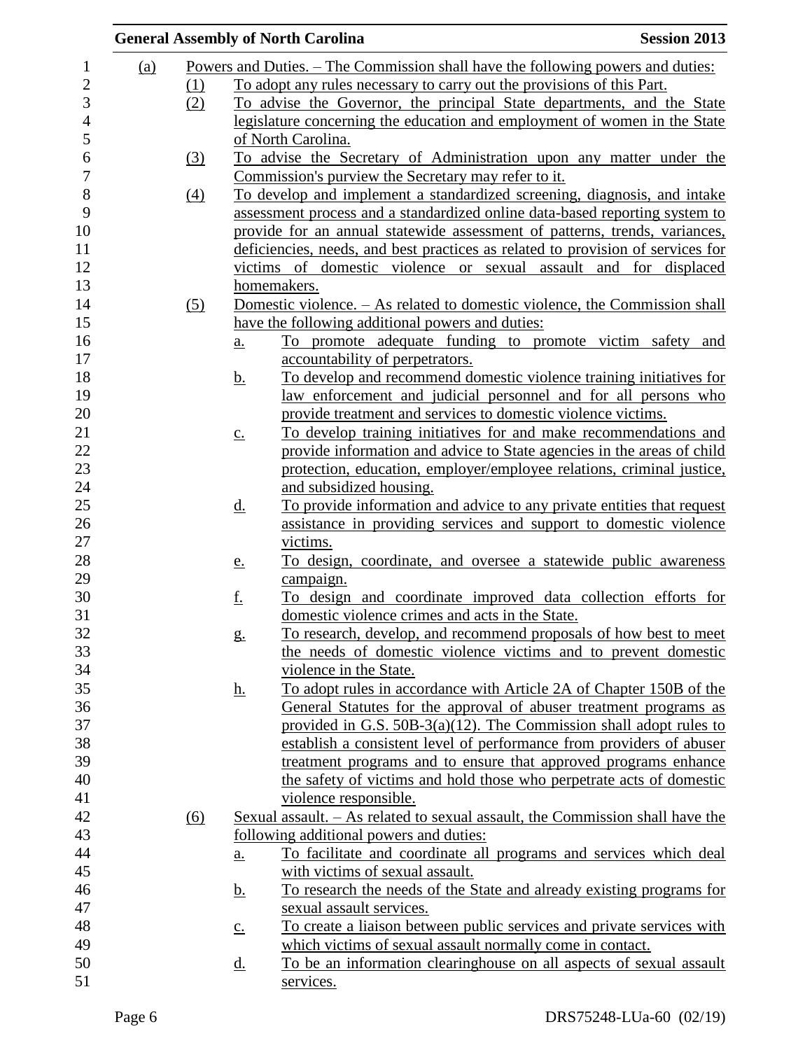(a) Powers and Duties. – The Commission shall have the following powers and duties:

(1) To adopt any rules necessary to carry out the provisions of this Part.

(2) To advise the Governor, the principal State departments, and the State legislature concerning the education and employment of women in the State of North Carolina.

(3) To advise the Secretary of Administration upon any matter under the Commission's purview the Secretary may refer to it.

(4) To develop and implement a standardized screening, diagnosis, and intake assessment process and a standardized online data-based reporting system to provide for an annual statewide assessment of patterns, trends, variances, deficiencies, needs, and best practices as related to provision of services for victims of domestic violence or sexual assault and for displaced homemakers.

(5) Domestic violence. – As related to domestic violence, the Commission shall have the following additional powers and duties:

a. To promote adequate funding to promote victim safety and accountability of perpetrators.

b. To develop and recommend domestic violence training initiatives for law enforcement and judicial personnel and for all persons who provide treatment and services to domestic violence victims.

c. To develop training initiatives for and make recommendations and provide information and advice to State agencies in the areas of child protection, education, employer/employee relations, criminal justice, and subsidized housing.

d. To provide information and advice to any private entities that request assistance in providing services and support to domestic violence victims.

e. To design, coordinate, and oversee a statewide public awareness campaign.

f. To design and coordinate improved data collection efforts for domestic violence crimes and acts in the State.

g. To research, develop, and recommend proposals of how best to meet the needs of domestic violence victims and to prevent domestic violence in the State.

h. To adopt rules in accordance with Article 2A of Chapter 150B of the General Statutes for the approval of abuser treatment programs as provided in G.S. 50B-3(a)(12). The Commission shall adopt rules to establish a consistent level of performance from providers of abuser treatment programs and to ensure that approved programs enhance the safety of victims and hold those who perpetrate acts of domestic violence responsible.

(6) Sexual assault. – As related to sexual assault, the Commission shall have the following additional powers and duties:

a. To facilitate and coordinate all programs and services which deal with victims of sexual assault.

b. To research the needs of the State and already existing programs for sexual assault services.

c. To create a liaison between public services and private services with which victims of sexual assault normally come in contact.

d. To be an information clearinghouse on all aspects of sexual assault services.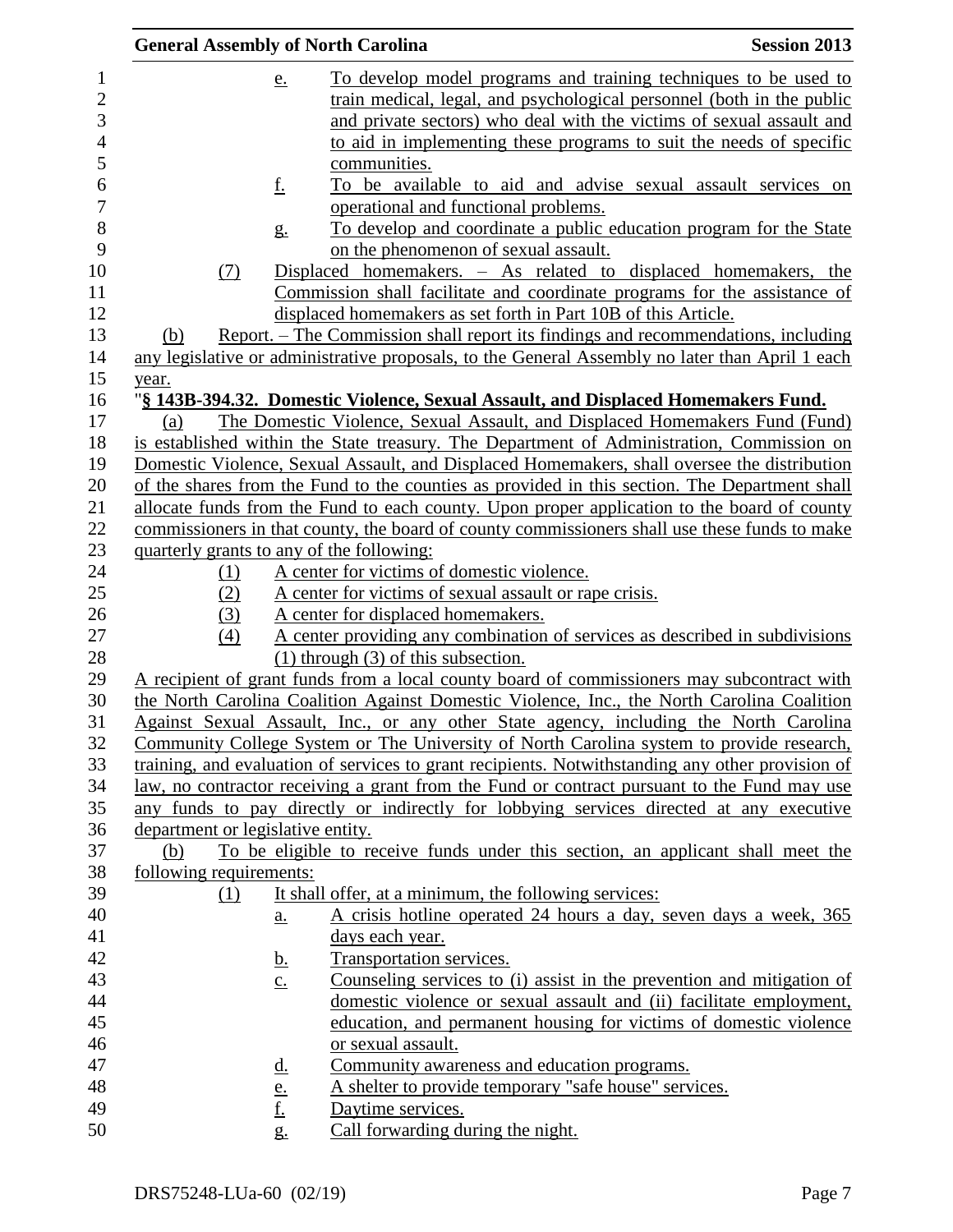e. To develop model programs and training techniques to be used to train medical, legal, and psychological personnel (both in the public and private sectors) who deal with the victims of sexual assault and to aid in implementing these programs to suit the needs of specific communities.

f. To be available to aid and advise sexual assault services on operational and functional problems.

g. To develop and coordinate a public education program for the State on the phenomenon of sexual assault.

(7) Displaced homemakers. – As related to displaced homemakers, the Commission shall facilitate and coordinate programs for the assistance of displaced homemakers as set forth in Part 10B of this Article.

(b) Report. – The Commission shall report its findings and recommendations, including any legislative or administrative proposals, to the General Assembly no later than April 1 each year.

"**§ 143B-394.32. Domestic Violence, Sexual Assault, and Displaced Homemakers Fund.**

(a) The Domestic Violence, Sexual Assault, and Displaced Homemakers Fund (Fund) is established within the State treasury. The Department of Administration, Commission on Domestic Violence, Sexual Assault, and Displaced Homemakers, shall oversee the distribution of the shares from the Fund to the counties as provided in this section. The Department shall allocate funds from the Fund to each county. Upon proper application to the board of county commissioners in that county, the board of county commissioners shall use these funds to make quarterly grants to any of the following:

(1) A center for victims of domestic violence.

(2) A center for victims of sexual assault or rape crisis.

(3) A center for displaced homemakers.

(4) A center providing any combination of services as described in subdivisions (1) through (3) of this subsection.

A recipient of grant funds from a local county board of commissioners may subcontract with the North Carolina Coalition Against Domestic Violence, Inc., the North Carolina Coalition Against Sexual Assault, Inc., or any other State agency, including the North Carolina Community College System or The University of North Carolina system to provide research, training, and evaluation of services to grant recipients. Notwithstanding any other provision of law, no contractor receiving a grant from the Fund or contract pursuant to the Fund may use any funds to pay directly or indirectly for lobbying services directed at any executive department or legislative entity.

(b) To be eligible to receive funds under this section, an applicant shall meet the following requirements:

(1) It shall offer, at a minimum, the following services:

a. A crisis hotline operated 24 hours a day, seven days a week, 365 days each year.

b. Transportation services.

c. Counseling services to (i) assist in the prevention and mitigation of domestic violence or sexual assault and (ii) facilitate employment, education, and permanent housing for victims of domestic violence or sexual assault.

d. Community awareness and education programs.

e. A shelter to provide temporary "safe house" services.

f. Daytime services.

g. Call forwarding during the night.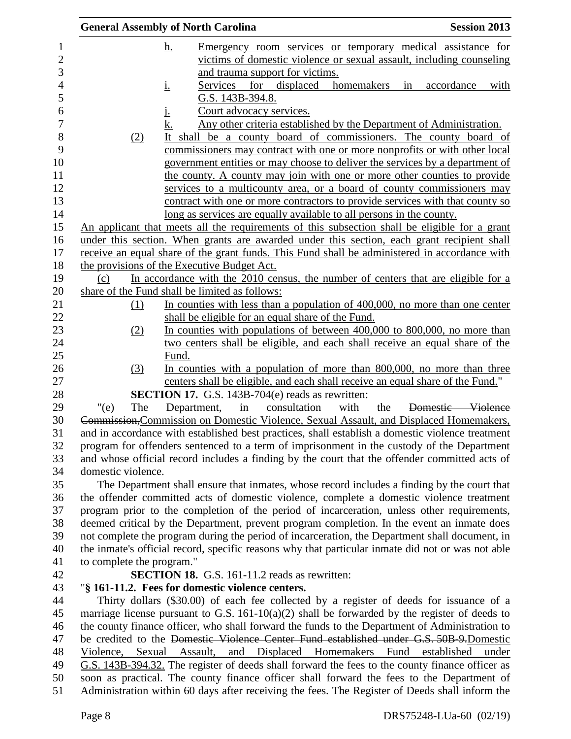h. Emergency room services or temporary medical assistance for victims of domestic violence or sexual assault, including counseling and trauma support for victims.

i. Services for displaced homemakers in accordance with G.S. 143B-394.8.

j. Court advocacy services.

k. Any other criteria established by the Department of Administration.

(2) It shall be a county board of commissioners. The county board of commissioners may contract with one or more nonprofits or with other local government entities or may choose to deliver the services by a department of the county. A county may join with one or more other counties to provide services to a multicounty area, or a board of county commissioners may contract with one or more contractors to provide services with that county so long as services are equally available to all persons in the county.

An applicant that meets all the requirements of this subsection shall be eligible for a grant under this section. When grants are awarded under this section, each grant recipient shall receive an equal share of the grant funds. This Fund shall be administered in accordance with the provisions of the Executive Budget Act.

(c) In accordance with the 2010 census, the number of centers that are eligible for a share of the Fund shall be limited as follows:

(1) In counties with less than a population of 400,000, no more than one center shall be eligible for an equal share of the Fund.

(2) In counties with populations of between 400,000 to 800,000, no more than two centers shall be eligible, and each shall receive an equal share of the Fund.

(3) In counties with a population of more than 800,000, no more than three centers shall be eligible, and each shall receive an equal share of the Fund."

**SECTION 17.** G.S. 143B-704(e) reads as rewritten:

"(e) The Department, in consultation with the ~~Domestic Violence Commission,~~Commission on Domestic Violence, Sexual Assault, and Displaced Homemakers, and in accordance with established best practices, shall establish a domestic violence treatment program for offenders sentenced to a term of imprisonment in the custody of the Department and whose official record includes a finding by the court that the offender committed acts of domestic violence.

The Department shall ensure that inmates, whose record includes a finding by the court that the offender committed acts of domestic violence, complete a domestic violence treatment program prior to the completion of the period of incarceration, unless other requirements, deemed critical by the Department, prevent program completion. In the event an inmate does not complete the program during the period of incarceration, the Department shall document, in the inmate's official record, specific reasons why that particular inmate did not or was not able to complete the program."

**SECTION 18.** G.S. 161-11.2 reads as rewritten:

"**§ 161-11.2. Fees for domestic violence centers.**

Thirty dollars ($30.00) of each fee collected by a register of deeds for issuance of a marriage license pursuant to G.S. 161-10(a)(2) shall be forwarded by the register of deeds to the county finance officer, who shall forward the funds to the Department of Administration to be credited to the ~~Domestic Violence Center Fund established under G.S. 50B-9.~~Domestic Violence, Sexual Assault, and Displaced Homemakers Fund established under G.S. 143B-394.32. The register of deeds shall forward the fees to the county finance officer as soon as practical. The county finance officer shall forward the fees to the Department of Administration within 60 days after receiving the fees. The Register of Deeds shall inform the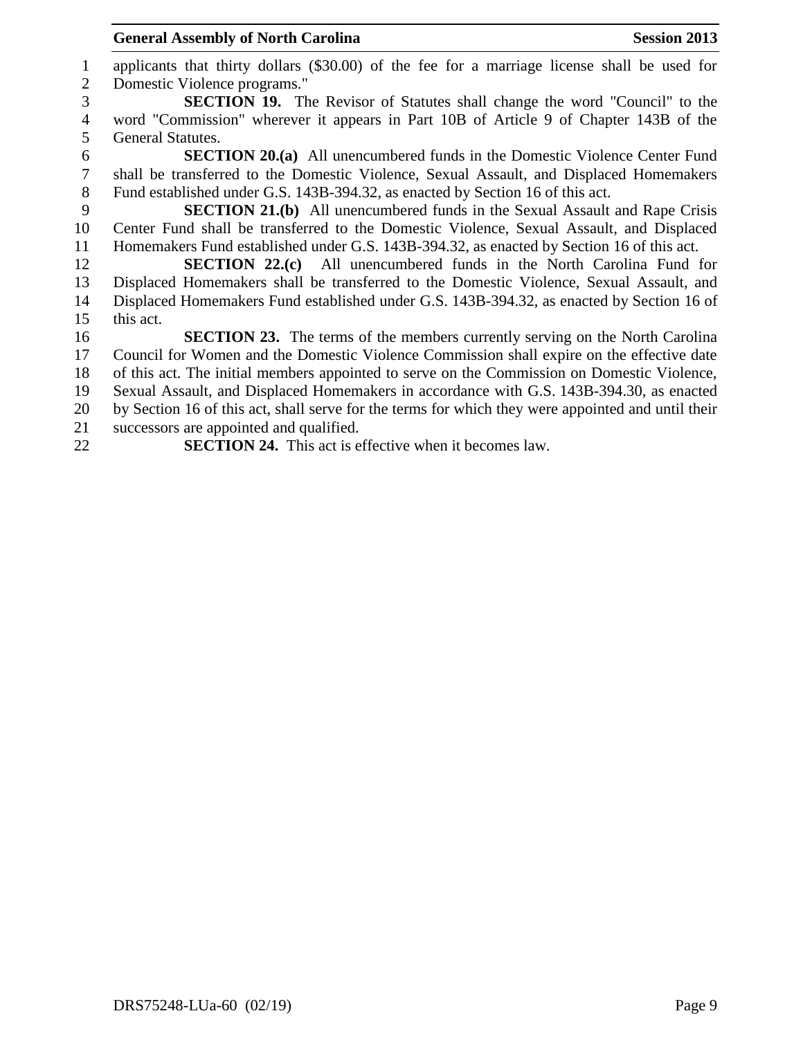applicants that thirty dollars ($30.00) of the fee for a marriage license shall be used for Domestic Violence programs."

**SECTION 19.** The Revisor of Statutes shall change the word "Council" to the word "Commission" wherever it appears in Part 10B of Article 9 of Chapter 143B of the General Statutes.

**SECTION 20.(a)** All unencumbered funds in the Domestic Violence Center Fund shall be transferred to the Domestic Violence, Sexual Assault, and Displaced Homemakers Fund established under G.S. 143B-394.32, as enacted by Section 16 of this act.

**SECTION 21.(b)** All unencumbered funds in the Sexual Assault and Rape Crisis Center Fund shall be transferred to the Domestic Violence, Sexual Assault, and Displaced Homemakers Fund established under G.S. 143B-394.32, as enacted by Section 16 of this act.

**SECTION 22.(c)** All unencumbered funds in the North Carolina Fund for Displaced Homemakers shall be transferred to the Domestic Violence, Sexual Assault, and Displaced Homemakers Fund established under G.S. 143B-394.32, as enacted by Section 16 of this act.

**SECTION 23.** The terms of the members currently serving on the North Carolina Council for Women and the Domestic Violence Commission shall expire on the effective date of this act. The initial members appointed to serve on the Commission on Domestic Violence, Sexual Assault, and Displaced Homemakers in accordance with G.S. 143B-394.30, as enacted by Section 16 of this act, shall serve for the terms for which they were appointed and until their successors are appointed and qualified.

**SECTION 24.** This act is effective when it becomes law.